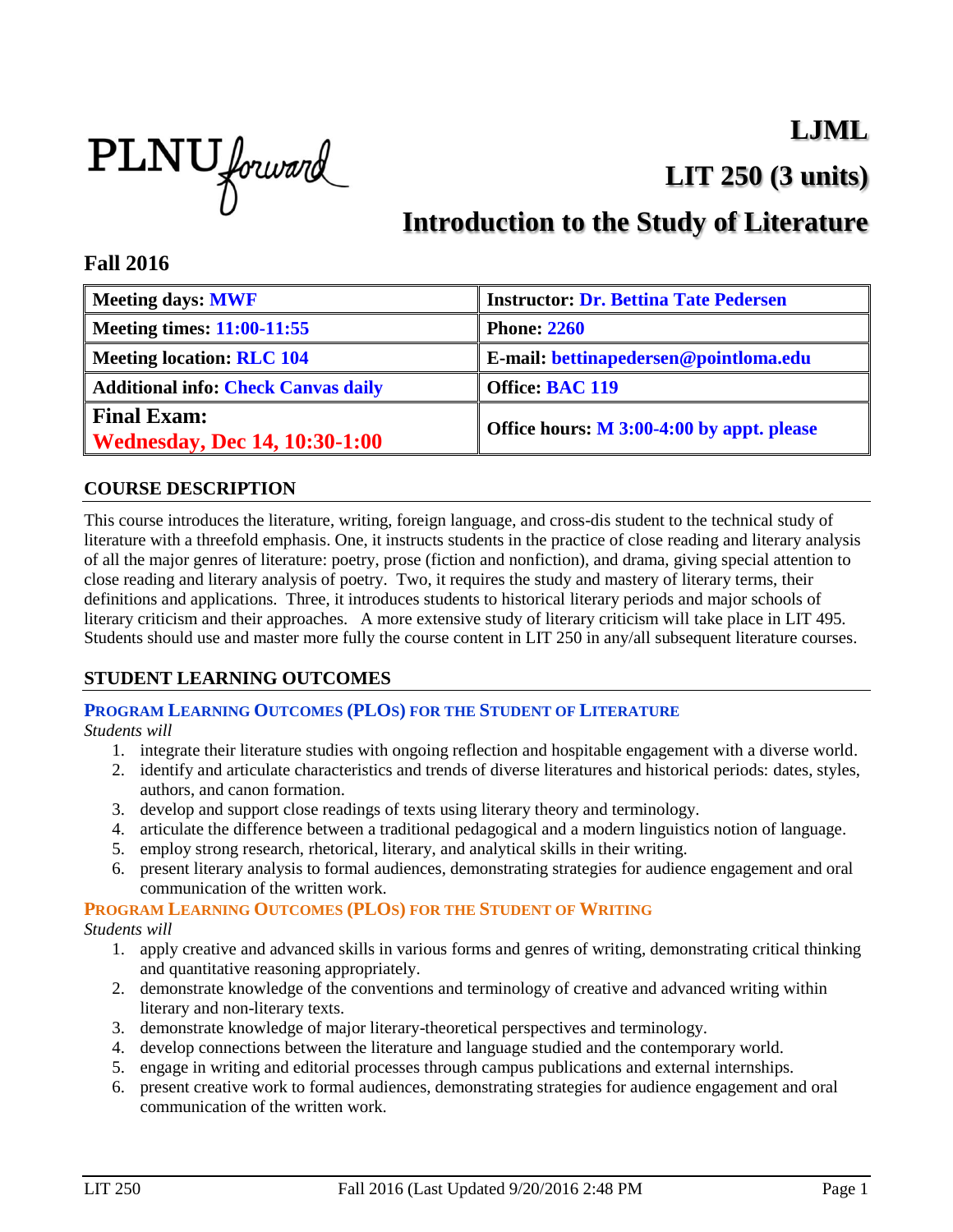# LJML

# LIT 250 (3 units)

# Introduction to the Study of Literature

## Fall 2016

| Meeting days: MWF | Instructor: Dr. Bettina Tate Pedersen |
|---|---|
| Meeting times: 11:00-11:55 | Phone: 2260 |
| Meeting location: RLC 104 | E-mail: bettinapedersen@pointloma.edu |
| Additional info: Check Canvas daily | Office: BAC 119 |
| Final Exam: Wednesday, Dec 14, 10:30-1:00 | Office hours: M 3:00-4:00 by appt. please |

## COURSE DESCRIPTION

This course introduces the literature, writing, foreign language, and cross-dis student to the technical study of literature with a threefold emphasis. One, it instructs students in the practice of close reading and literary analysis of all the major genres of literature: poetry, prose (fiction and nonfiction), and drama, giving special attention to close reading and literary analysis of poetry. Two, it requires the study and mastery of literary terms, their definitions and applications. Three, it introduces students to historical literary periods and major schools of literary criticism and their approaches. A more extensive study of literary criticism will take place in LIT 495. Students should use and master more fully the course content in LIT 250 in any/all subsequent literature courses.

## STUDENT LEARNING OUTCOMES

### PROGRAM LEARNING OUTCOMES (PLOS) FOR THE STUDENT OF LITERATURE

*Students will*

1. integrate their literature studies with ongoing reflection and hospitable engagement with a diverse world.
2. identify and articulate characteristics and trends of diverse literatures and historical periods: dates, styles, authors, and canon formation.
3. develop and support close readings of texts using literary theory and terminology.
4. articulate the difference between a traditional pedagogical and a modern linguistics notion of language.
5. employ strong research, rhetorical, literary, and analytical skills in their writing.
6. present literary analysis to formal audiences, demonstrating strategies for audience engagement and oral communication of the written work.

### PROGRAM LEARNING OUTCOMES (PLOS) FOR THE STUDENT OF WRITING

*Students will*

1. apply creative and advanced skills in various forms and genres of writing, demonstrating critical thinking and quantitative reasoning appropriately.
2. demonstrate knowledge of the conventions and terminology of creative and advanced writing within literary and non-literary texts.
3. demonstrate knowledge of major literary-theoretical perspectives and terminology.
4. develop connections between the literature and language studied and the contemporary world.
5. engage in writing and editorial processes through campus publications and external internships.
6. present creative work to formal audiences, demonstrating strategies for audience engagement and oral communication of the written work.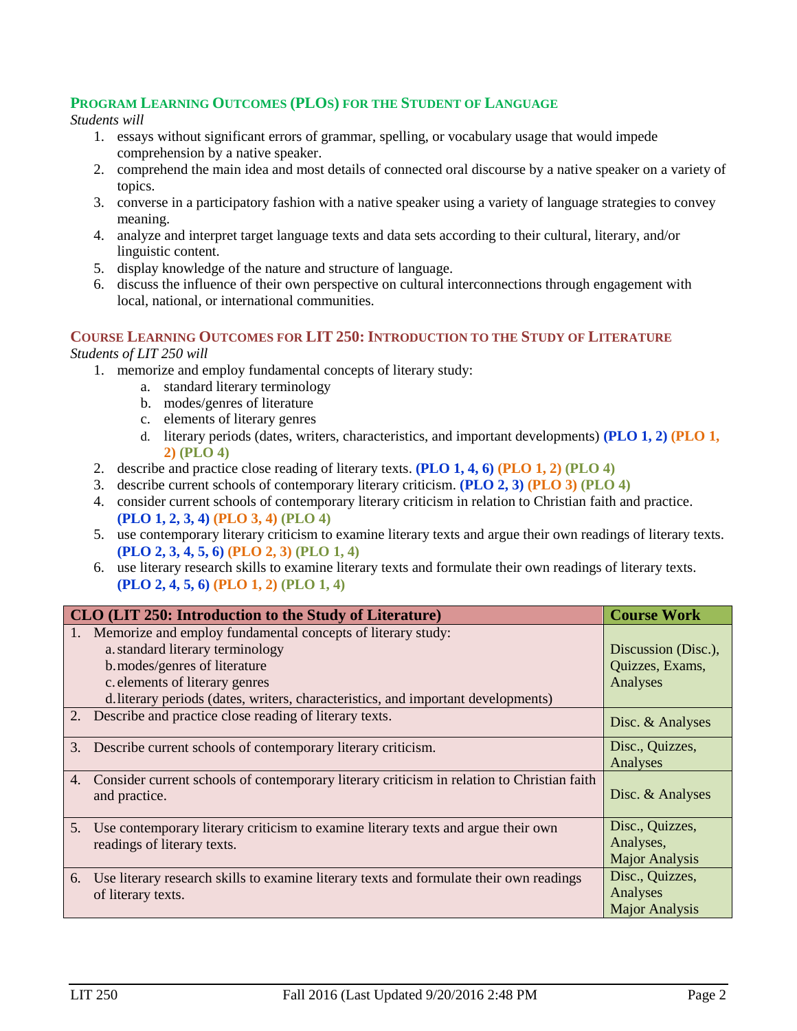## Program Learning Outcomes (PLOs) for the Student of Language

*Students will*

1. essays without significant errors of grammar, spelling, or vocabulary usage that would impede comprehension by a native speaker.
2. comprehend the main idea and most details of connected oral discourse by a native speaker on a variety of topics.
3. converse in a participatory fashion with a native speaker using a variety of language strategies to convey meaning.
4. analyze and interpret target language texts and data sets according to their cultural, literary, and/or linguistic content.
5. display knowledge of the nature and structure of language.
6. discuss the influence of their own perspective on cultural interconnections through engagement with local, national, or international communities.

## Course Learning Outcomes for LIT 250: Introduction to the Study of Literature

*Students of LIT 250 will*

1. memorize and employ fundamental concepts of literary study:
   a. standard literary terminology
   b. modes/genres of literature
   c. elements of literary genres
   d. literary periods (dates, writers, characteristics, and important developments) **(PLO 1, 2)** **(PLO 1, 2)** **(PLO 4)**
2. describe and practice close reading of literary texts. **(PLO 1, 4, 6)** **(PLO 1, 2)** **(PLO 4)**
3. describe current schools of contemporary literary criticism. **(PLO 2, 3)** **(PLO 3)** **(PLO 4)**
4. consider current schools of contemporary literary criticism in relation to Christian faith and practice. **(PLO 1, 2, 3, 4)** **(PLO 3, 4)** **(PLO 4)**
5. use contemporary literary criticism to examine literary texts and argue their own readings of literary texts. **(PLO 2, 3, 4, 5, 6)** **(PLO 2, 3)** **(PLO 1, 4)**
6. use literary research skills to examine literary texts and formulate their own readings of literary texts. **(PLO 2, 4, 5, 6)** **(PLO 1, 2)** **(PLO 1, 4)**

| CLO (LIT 250: Introduction to the Study of Literature) | Course Work |
|---|---|
| 1. Memorize and employ fundamental concepts of literary study: a. standard literary terminology b. modes/genres of literature c. elements of literary genres d. literary periods (dates, writers, characteristics, and important developments) | Discussion (Disc.), Quizzes, Exams, Analyses |
| 2. Describe and practice close reading of literary texts. | Disc. & Analyses |
| 3. Describe current schools of contemporary literary criticism. | Disc., Quizzes, Analyses |
| 4. Consider current schools of contemporary literary criticism in relation to Christian faith and practice. | Disc. & Analyses |
| 5. Use contemporary literary criticism to examine literary texts and argue their own readings of literary texts. | Disc., Quizzes, Analyses, Major Analysis |
| 6. Use literary research skills to examine literary texts and formulate their own readings of literary texts. | Disc., Quizzes, Analyses Major Analysis |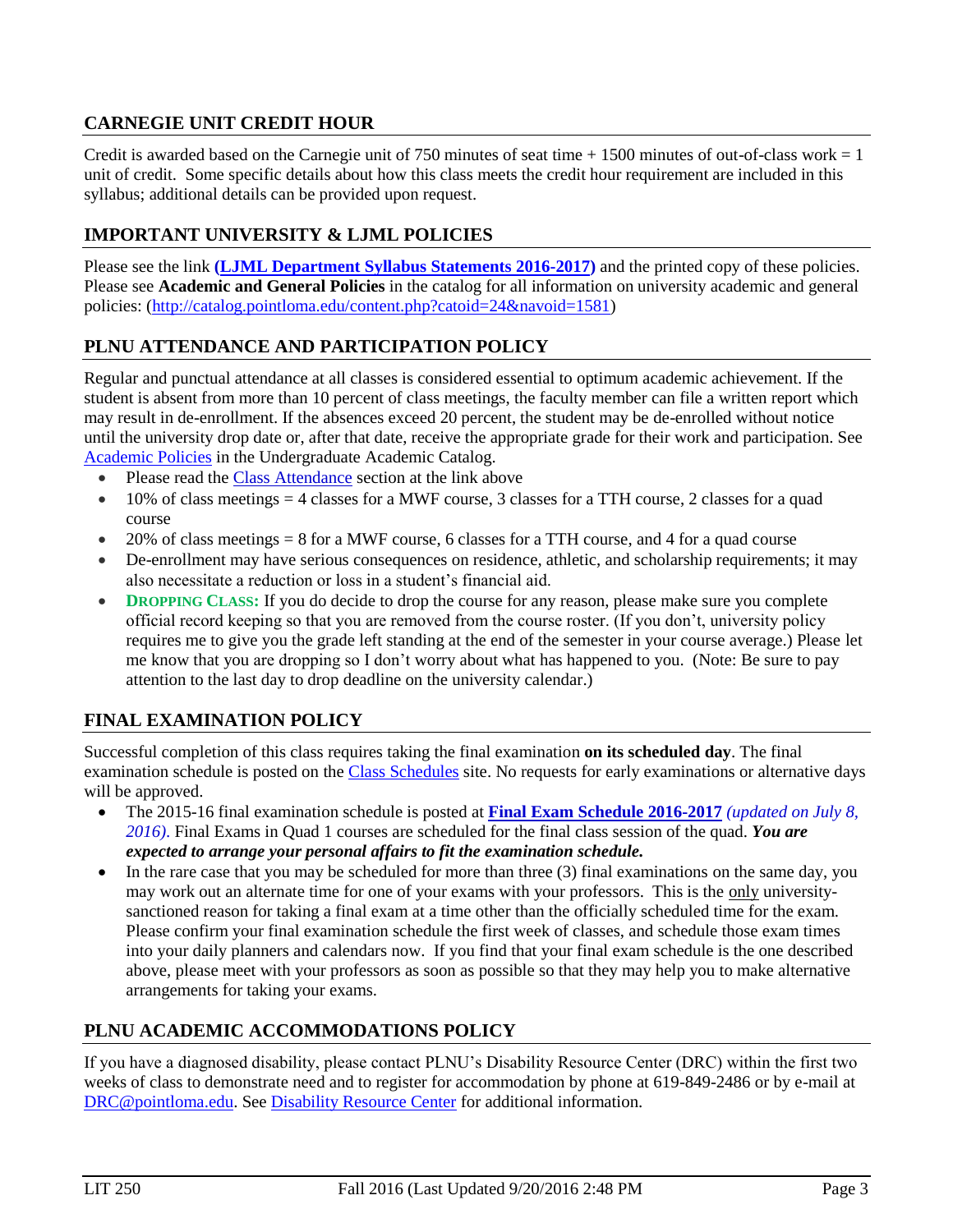## CARNEGIE UNIT CREDIT HOUR

Credit is awarded based on the Carnegie unit of 750 minutes of seat time + 1500 minutes of out-of-class work = 1 unit of credit. Some specific details about how this class meets the credit hour requirement are included in this syllabus; additional details can be provided upon request.

## IMPORTANT UNIVERSITY & LJML POLICIES

Please see the link **(LJML Department Syllabus Statements 2016-2017)** and the printed copy of these policies. Please see **Academic and General Policies** in the catalog for all information on university academic and general policies: (http://catalog.pointloma.edu/content.php?catoid=24&navoid=1581)

## PLNU ATTENDANCE AND PARTICIPATION POLICY

Regular and punctual attendance at all classes is considered essential to optimum academic achievement. If the student is absent from more than 10 percent of class meetings, the faculty member can file a written report which may result in de-enrollment. If the absences exceed 20 percent, the student may be de-enrolled without notice until the university drop date or, after that date, receive the appropriate grade for their work and participation. See Academic Policies in the Undergraduate Academic Catalog.

- Please read the Class Attendance section at the link above
- 10% of class meetings = 4 classes for a MWF course, 3 classes for a TTH course, 2 classes for a quad course
- 20% of class meetings = 8 for a MWF course, 6 classes for a TTH course, and 4 for a quad course
- De-enrollment may have serious consequences on residence, athletic, and scholarship requirements; it may also necessitate a reduction or loss in a student's financial aid.
- **DROPPING CLASS:** If you do decide to drop the course for any reason, please make sure you complete official record keeping so that you are removed from the course roster. (If you don't, university policy requires me to give you the grade left standing at the end of the semester in your course average.) Please let me know that you are dropping so I don't worry about what has happened to you. (Note: Be sure to pay attention to the last day to drop deadline on the university calendar.)

## FINAL EXAMINATION POLICY

Successful completion of this class requires taking the final examination **on its scheduled day**. The final examination schedule is posted on the Class Schedules site. No requests for early examinations or alternative days will be approved.

- The 2015-16 final examination schedule is posted at **Final Exam Schedule 2016-2017** *(updated on July 8, 2016)*. Final Exams in Quad 1 courses are scheduled for the final class session of the quad. ***You are expected to arrange your personal affairs to fit the examination schedule.***
- In the rare case that you may be scheduled for more than three (3) final examinations on the same day, you may work out an alternate time for one of your exams with your professors. This is the only university-sanctioned reason for taking a final exam at a time other than the officially scheduled time for the exam. Please confirm your final examination schedule the first week of classes, and schedule those exam times into your daily planners and calendars now. If you find that your final exam schedule is the one described above, please meet with your professors as soon as possible so that they may help you to make alternative arrangements for taking your exams.

## PLNU ACADEMIC ACCOMMODATIONS POLICY

If you have a diagnosed disability, please contact PLNU's Disability Resource Center (DRC) within the first two weeks of class to demonstrate need and to register for accommodation by phone at 619-849-2486 or by e-mail at DRC@pointloma.edu. See Disability Resource Center for additional information.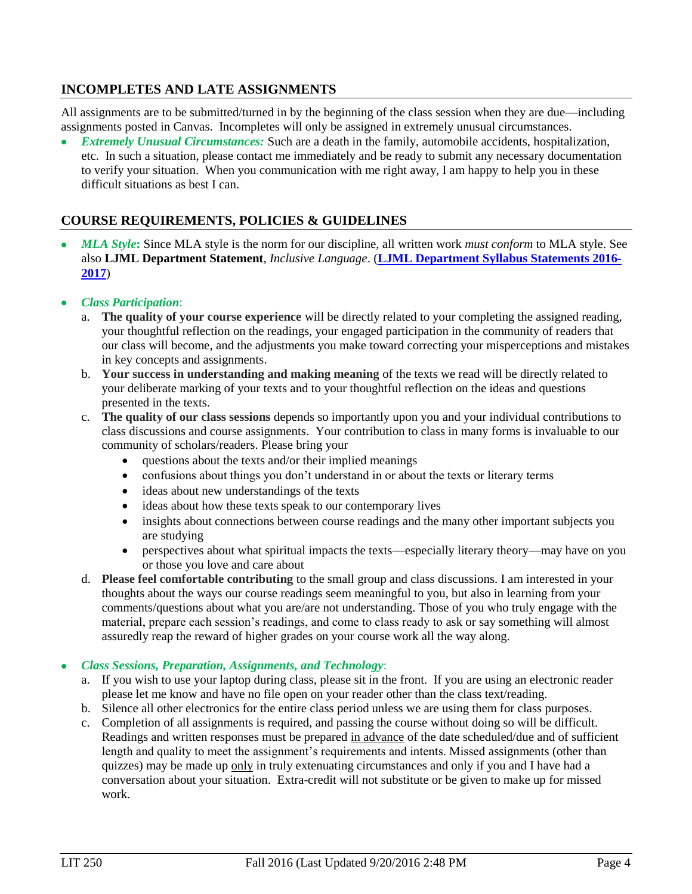## INCOMPLETES AND LATE ASSIGNMENTS

All assignments are to be submitted/turned in by the beginning of the class session when they are due—including assignments posted in Canvas. Incompletes will only be assigned in extremely unusual circumstances.

- ***Extremely Unusual Circumstances:*** Such are a death in the family, automobile accidents, hospitalization, etc. In such a situation, please contact me immediately and be ready to submit any necessary documentation to verify your situation. When you communication with me right away, I am happy to help you in these difficult situations as best I can.

## COURSE REQUIREMENTS, POLICIES & GUIDELINES

- ***MLA Style*:** Since MLA style is the norm for our discipline, all written work *must conform* to MLA style. See also **LJML Department Statement**, *Inclusive Language*. (**LJML Department Syllabus Statements 2016-2017**)

- ***Class Participation***:
  a. **The quality of your course experience** will be directly related to your completing the assigned reading, your thoughtful reflection on the readings, your engaged participation in the community of readers that our class will become, and the adjustments you make toward correcting your misperceptions and mistakes in key concepts and assignments.
  b. **Your success in understanding and making meaning** of the texts we read will be directly related to your deliberate marking of your texts and to your thoughtful reflection on the ideas and questions presented in the texts.
  c. **The quality of our class sessions** depends so importantly upon you and your individual contributions to class discussions and course assignments. Your contribution to class in many forms is invaluable to our community of scholars/readers. Please bring your
     - questions about the texts and/or their implied meanings
     - confusions about things you don't understand in or about the texts or literary terms
     - ideas about new understandings of the texts
     - ideas about how these texts speak to our contemporary lives
     - insights about connections between course readings and the many other important subjects you are studying
     - perspectives about what spiritual impacts the texts—especially literary theory—may have on you or those you love and care about
  d. **Please feel comfortable contributing** to the small group and class discussions. I am interested in your thoughts about the ways our course readings seem meaningful to you, but also in learning from your comments/questions about what you are/are not understanding. Those of you who truly engage with the material, prepare each session's readings, and come to class ready to ask or say something will almost assuredly reap the reward of higher grades on your course work all the way along.

- ***Class Sessions, Preparation, Assignments, and Technology***:
  a. If you wish to use your laptop during class, please sit in the front. If you are using an electronic reader please let me know and have no file open on your reader other than the class text/reading.
  b. Silence all other electronics for the entire class period unless we are using them for class purposes.
  c. Completion of all assignments is required, and passing the course without doing so will be difficult. Readings and written responses must be prepared <u>in advance</u> of the date scheduled/due and of sufficient length and quality to meet the assignment's requirements and intents. Missed assignments (other than quizzes) may be made up <u>only</u> in truly extenuating circumstances and only if you and I have had a conversation about your situation. Extra-credit will not substitute or be given to make up for missed work.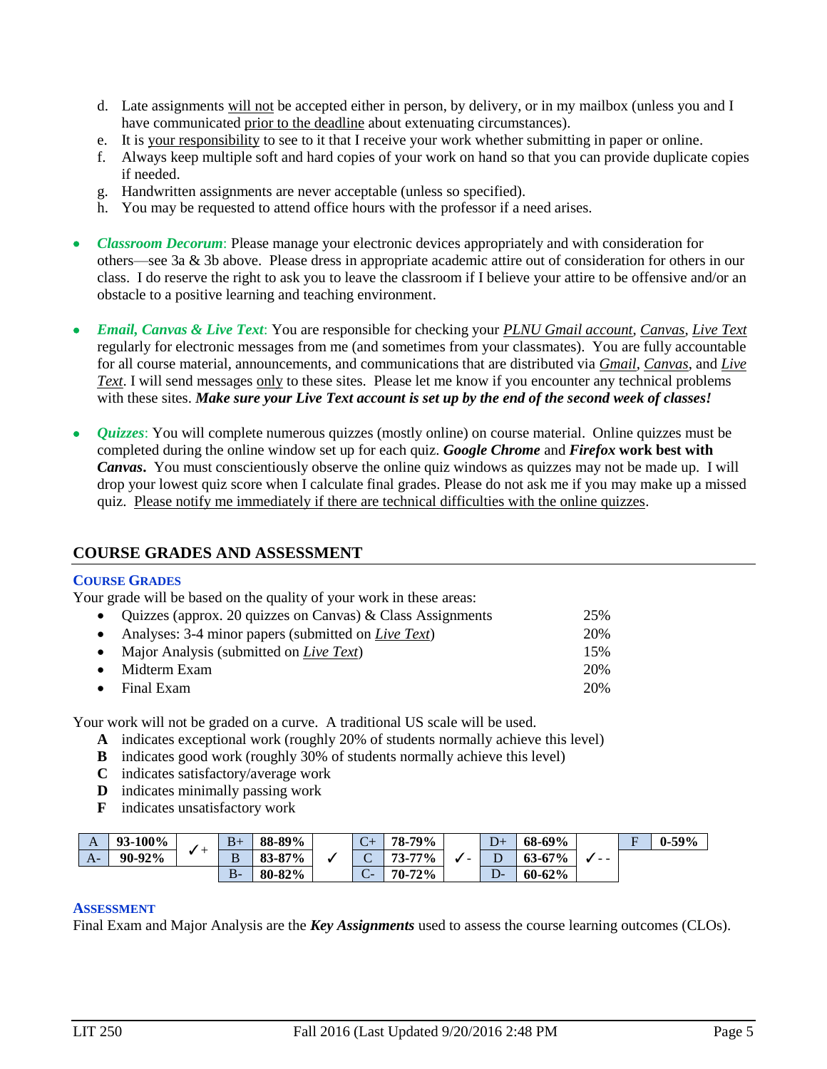d. Late assignments will not be accepted either in person, by delivery, or in my mailbox (unless you and I have communicated prior to the deadline about extenuating circumstances).
e. It is your responsibility to see to it that I receive your work whether submitting in paper or online.
f. Always keep multiple soft and hard copies of your work on hand so that you can provide duplicate copies if needed.
g. Handwritten assignments are never acceptable (unless so specified).
h. You may be requested to attend office hours with the professor if a need arises.

- ***Classroom Decorum***: Please manage your electronic devices appropriately and with consideration for others—see 3a & 3b above. Please dress in appropriate academic attire out of consideration for others in our class. I do reserve the right to ask you to leave the classroom if I believe your attire to be offensive and/or an obstacle to a positive learning and teaching environment.

- ***Email, Canvas & Live Text***: You are responsible for checking your *PLNU Gmail account*, *Canvas*, *Live Text* regularly for electronic messages from me (and sometimes from your classmates). You are fully accountable for all course material, announcements, and communications that are distributed via *Gmail*, *Canvas*, and *Live Text*. I will send messages only to these sites. Please let me know if you encounter any technical problems with these sites. ***Make sure your Live Text account is set up by the end of the second week of classes!***

- ***Quizzes***: You will complete numerous quizzes (mostly online) on course material. Online quizzes must be completed during the online window set up for each quiz. ***Google Chrome*** **and** ***Firefox*** **work best with** ***Canvas*****.** You must conscientiously observe the online quiz windows as quizzes may not be made up. I will drop your lowest quiz score when I calculate final grades. Please do not ask me if you may make up a missed quiz. Please notify me immediately if there are technical difficulties with the online quizzes.

## COURSE GRADES AND ASSESSMENT

### COURSE GRADES

Your grade will be based on the quality of your work in these areas:

- Quizzes (approx. 20 quizzes on Canvas) & Class Assignments — 25%
- Analyses: 3-4 minor papers (submitted on *Live Text*) — 20%
- Major Analysis (submitted on *Live Text*) — 15%
- Midterm Exam — 20%
- Final Exam — 20%

Your work will not be graded on a curve. A traditional US scale will be used.

- **A** indicates exceptional work (roughly 20% of students normally achieve this level)
- **B** indicates good work (roughly 30% of students normally achieve this level)
- **C** indicates satisfactory/average work
- **D** indicates minimally passing work
- **F** indicates unsatisfactory work

| | | | | | | | | | | | | | |
|---|---|---|---|---|---|---|---|---|---|---|---|---|---|
| A | **93-100%** | ✓+ | B+ | **88-89%** | ✓ | C+ | **78-79%** | ✓- | D+ | **68-69%** | ✓- - | F | **0-59%** |
| A- | **90-92%** | | B | **83-87%** | | C | **73-77%** | | D | **63-67%** | | | |
| | | | B- | **80-82%** | | C- | **70-72%** | | D- | **60-62%** | | | |

### ASSESSMENT

Final Exam and Major Analysis are the ***Key Assignments*** used to assess the course learning outcomes (CLOs).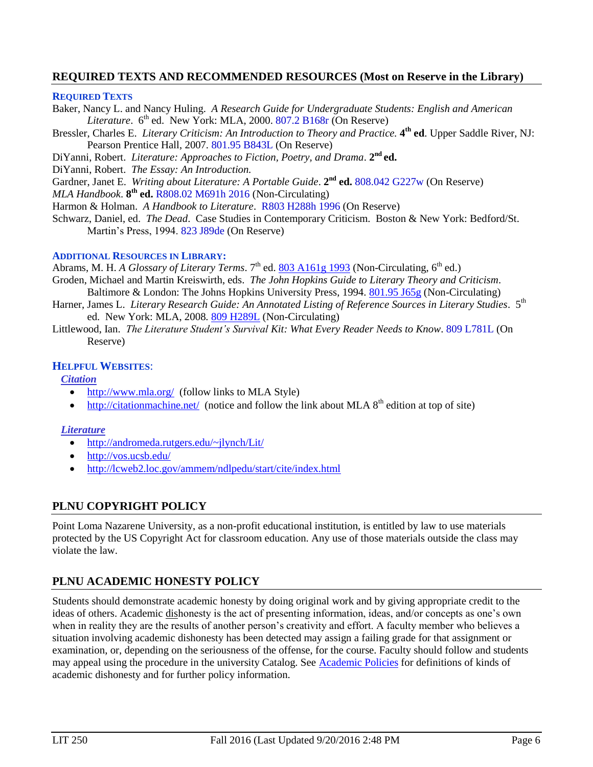## REQUIRED TEXTS AND RECOMMENDED RESOURCES (Most on Reserve in the Library)

### REQUIRED TEXTS

Baker, Nancy L. and Nancy Huling. *A Research Guide for Undergraduate Students: English and American Literature*. 6th ed. New York: MLA, 2000. 807.2 B168r (On Reserve)

Bressler, Charles E. *Literary Criticism: An Introduction to Theory and Practice.* **4th ed**. Upper Saddle River, NJ: Pearson Prentice Hall, 2007. 801.95 B843L (On Reserve)

DiYanni, Robert. *Literature: Approaches to Fiction, Poetry, and Drama*. **2nd ed.**

DiYanni, Robert. *The Essay: An Introduction.*

Gardner, Janet E. *Writing about Literature: A Portable Guide*. **2nd ed.** 808.042 G227w (On Reserve)

*MLA Handbook*. **8th ed.** R808.02 M691h 2016 (Non-Circulating)

Harmon & Holman. *A Handbook to Literature*. R803 H288h 1996 (On Reserve)

Schwarz, Daniel, ed. *The Dead*. Case Studies in Contemporary Criticism. Boston & New York: Bedford/St. Martin's Press, 1994. 823 J89de (On Reserve)

### ADDITIONAL RESOURCES IN LIBRARY:

Abrams, M. H. *A Glossary of Literary Terms*. 7th ed. 803 A161g 1993 (Non-Circulating, 6th ed.)

Groden, Michael and Martin Kreiswirth, eds. *The John Hopkins Guide to Literary Theory and Criticism*. Baltimore & London: The Johns Hopkins University Press, 1994. 801.95 J65g (Non-Circulating)

Harner, James L. *Literary Research Guide: An Annotated Listing of Reference Sources in Literary Studies*. 5th ed. New York: MLA, 2008. 809 H289L (Non-Circulating)

Littlewood, Ian. *The Literature Student's Survival Kit: What Every Reader Needs to Know*. 809 L781L (On Reserve)

### HELPFUL WEBSITES:

***Citation***

- http://www.mla.org/ (follow links to MLA Style)
- http://citationmachine.net/ (notice and follow the link about MLA 8th edition at top of site)

***Literature***

- http://andromeda.rutgers.edu/~jlynch/Lit/
- http://vos.ucsb.edu/
- http://lcweb2.loc.gov/ammem/ndlpedu/start/cite/index.html

## PLNU COPYRIGHT POLICY

Point Loma Nazarene University, as a non-profit educational institution, is entitled by law to use materials protected by the US Copyright Act for classroom education. Any use of those materials outside the class may violate the law.

## PLNU ACADEMIC HONESTY POLICY

Students should demonstrate academic honesty by doing original work and by giving appropriate credit to the ideas of others. Academic dishonesty is the act of presenting information, ideas, and/or concepts as one's own when in reality they are the results of another person's creativity and effort. A faculty member who believes a situation involving academic dishonesty has been detected may assign a failing grade for that assignment or examination, or, depending on the seriousness of the offense, for the course. Faculty should follow and students may appeal using the procedure in the university Catalog. See Academic Policies for definitions of kinds of academic dishonesty and for further policy information.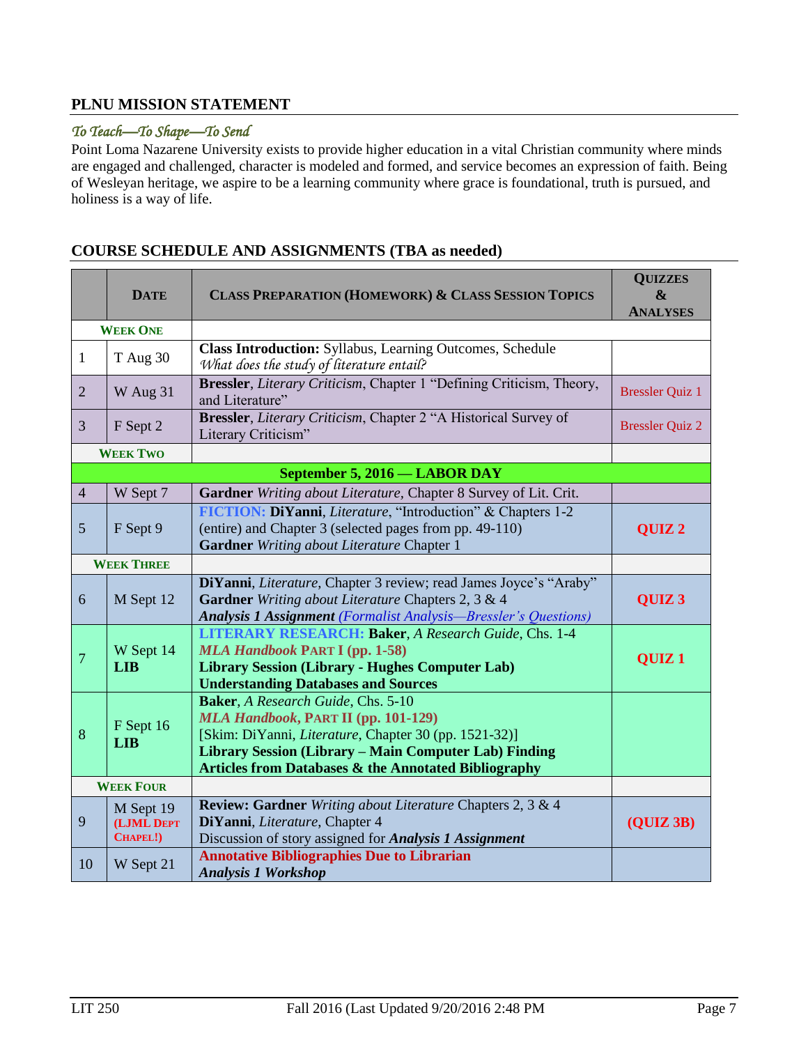## PLNU MISSION STATEMENT

*To Teach—To Shape—To Send*

Point Loma Nazarene University exists to provide higher education in a vital Christian community where minds are engaged and challenged, character is modeled and formed, and service becomes an expression of faith. Being of Wesleyan heritage, we aspire to be a learning community where grace is foundational, truth is pursued, and holiness is a way of life.

## COURSE SCHEDULE AND ASSIGNMENTS (TBA as needed)

| | Date | Class Preparation (Homework) & Class Session Topics | Quizzes & Analyses |
|---|---|---|---|
| **Week One** | | | |
| 1 | T Aug 30 | **Class Introduction:** Syllabus, Learning Outcomes, Schedule<br>*What does the study of literature entail?* | |
| 2 | W Aug 31 | **Bressler**, *Literary Criticism*, Chapter 1 "Defining Criticism, Theory, and Literature" | Bressler Quiz 1 |
| 3 | F Sept 2 | **Bressler**, *Literary Criticism*, Chapter 2 "A Historical Survey of Literary Criticism" | Bressler Quiz 2 |
| **Week Two** | | | |
| **September 5, 2016 — LABOR DAY** | | | |
| 4 | W Sept 7 | **Gardner** *Writing about Literature*, Chapter 8 Survey of Lit. Crit. | |
| 5 | F Sept 9 | **FICTION: DiYanni**, *Literature*, "Introduction" & Chapters 1-2 (entire) and Chapter 3 (selected pages from pp. 49-110)<br>**Gardner** *Writing about Literature* Chapter 1 | **QUIZ 2** |
| **Week Three** | | | |
| 6 | M Sept 12 | **DiYanni**, *Literature*, Chapter 3 review; read James Joyce's "Araby"<br>**Gardner** *Writing about Literature* Chapters 2, 3 & 4<br>***Analysis 1 Assignment*** *(Formalist Analysis—Bressler's Questions)* | **QUIZ 3** |
| 7 | W Sept 14<br>**LIB** | **LITERARY RESEARCH: Baker**, *A Research Guide*, Chs. 1-4<br>***MLA Handbook* Part I (pp. 1-58)**<br>**Library Session (Library - Hughes Computer Lab)**<br>**Understanding Databases and Sources** | **QUIZ 1** |
| 8 | F Sept 16<br>**LIB** | **Baker**, *A Research Guide*, Chs. 5-10<br>***MLA Handbook*, Part II (pp. 101-129)**<br>[Skim: DiYanni, *Literature*, Chapter 30 (pp. 1521-32)]<br>**Library Session (Library – Main Computer Lab) Finding Articles from Databases & the Annotated Bibliography** | |
| **Week Four** | | | |
| 9 | M Sept 19<br>**(LJML Dept Chapel!)** | **Review: Gardner** *Writing about Literature* Chapters 2, 3 & 4<br>**DiYanni**, *Literature*, Chapter 4<br>Discussion of story assigned for ***Analysis 1 Assignment*** | **(QUIZ 3B)** |
| 10 | W Sept 21 | **Annotative Bibliographies Due to Librarian**<br>***Analysis 1 Workshop*** | |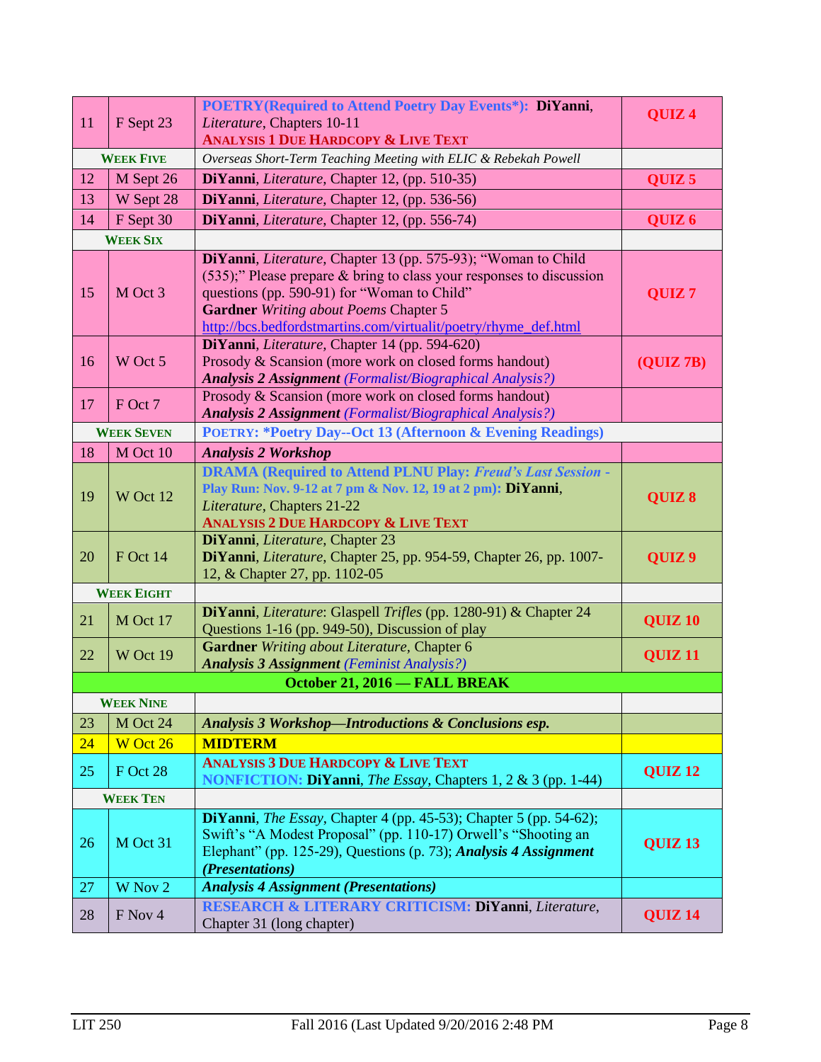| | | | |
|---|---|---|---|
| 11 | F Sept 23 | **POETRY(Required to Attend Poetry Day Events*): DiYanni**, *Literature*, Chapters 10-11<br>**ANALYSIS 1 DUE HARDCOPY & LIVE TEXT** | **QUIZ 4** |
| **WEEK FIVE** | | *Overseas Short-Term Teaching Meeting with ELIC & Rebekah Powell* | |
| 12 | M Sept 26 | **DiYanni**, *Literature*, Chapter 12, (pp. 510-35) | **QUIZ 5** |
| 13 | W Sept 28 | **DiYanni**, *Literature*, Chapter 12, (pp. 536-56) | |
| 14 | F Sept 30 | **DiYanni**, *Literature*, Chapter 12, (pp. 556-74) | **QUIZ 6** |
| **WEEK SIX** | | | |
| 15 | M Oct 3 | **DiYanni**, *Literature*, Chapter 13 (pp. 575-93); "Woman to Child (535);" Please prepare & bring to class your responses to discussion questions (pp. 590-91) for "Woman to Child"<br>**Gardner** *Writing about Poems* Chapter 5<br>http://bcs.bedfordstmartins.com/virtualit/poetry/rhyme_def.html | **QUIZ 7** |
| 16 | W Oct 5 | **DiYanni**, *Literature*, Chapter 14 (pp. 594-620)<br>Prosody & Scansion (more work on closed forms handout)<br>***Analysis 2 Assignment*** *(Formalist/Biographical Analysis?)* | **(QUIZ 7B)** |
| 17 | F Oct 7 | Prosody & Scansion (more work on closed forms handout)<br>***Analysis 2 Assignment*** *(Formalist/Biographical Analysis?)* | |
| **WEEK SEVEN** | | **POETRY: *Poetry Day--Oct 13 (Afternoon & Evening Readings)** | |
| 18 | M Oct 10 | ***Analysis 2 Workshop*** | |
| 19 | W Oct 12 | **DRAMA (Required to Attend PLNU Play: *Freud's Last Session* - Play Run: Nov. 9-12 at 7 pm & Nov. 12, 19 at 2 pm): DiYanni**, *Literature*, Chapters 21-22<br>**ANALYSIS 2 DUE HARDCOPY & LIVE TEXT** | **QUIZ 8** |
| 20 | F Oct 14 | **DiYanni**, *Literature*, Chapter 23<br>**DiYanni**, *Literature*, Chapter 25, pp. 954-59, Chapter 26, pp. 1007-12, & Chapter 27, pp. 1102-05 | **QUIZ 9** |
| **WEEK EIGHT** | | | |
| 21 | M Oct 17 | **DiYanni**, *Literature*: Glaspell *Trifles* (pp. 1280-91) & Chapter 24 Questions 1-16 (pp. 949-50), Discussion of play | **QUIZ 10** |
| 22 | W Oct 19 | **Gardner** *Writing about Literature*, Chapter 6<br>***Analysis 3 Assignment*** *(Feminist Analysis?)* | **QUIZ 11** |
| **October 21, 2016 — FALL BREAK** | | | |
| **WEEK NINE** | | | |
| 23 | M Oct 24 | ***Analysis 3 Workshop—Introductions & Conclusions esp.*** | |
| 24 | W Oct 26 | **MIDTERM** | |
| 25 | F Oct 28 | **ANALYSIS 3 DUE HARDCOPY & LIVE TEXT**<br>**NONFICTION: DiYanni**, *The Essay*, Chapters 1, 2 & 3 (pp. 1-44) | **QUIZ 12** |
| **WEEK TEN** | | | |
| 26 | M Oct 31 | **DiYanni**, *The Essay*, Chapter 4 (pp. 45-53); Chapter 5 (pp. 54-62); Swift's "A Modest Proposal" (pp. 110-17) Orwell's "Shooting an Elephant" (pp. 125-29), Questions (p. 73); ***Analysis 4 Assignment (Presentations)*** | **QUIZ 13** |
| 27 | W Nov 2 | ***Analysis 4 Assignment (Presentations)*** | |
| 28 | F Nov 4 | **RESEARCH & LITERARY CRITICISM: DiYanni**, *Literature*, Chapter 31 (long chapter) | **QUIZ 14** |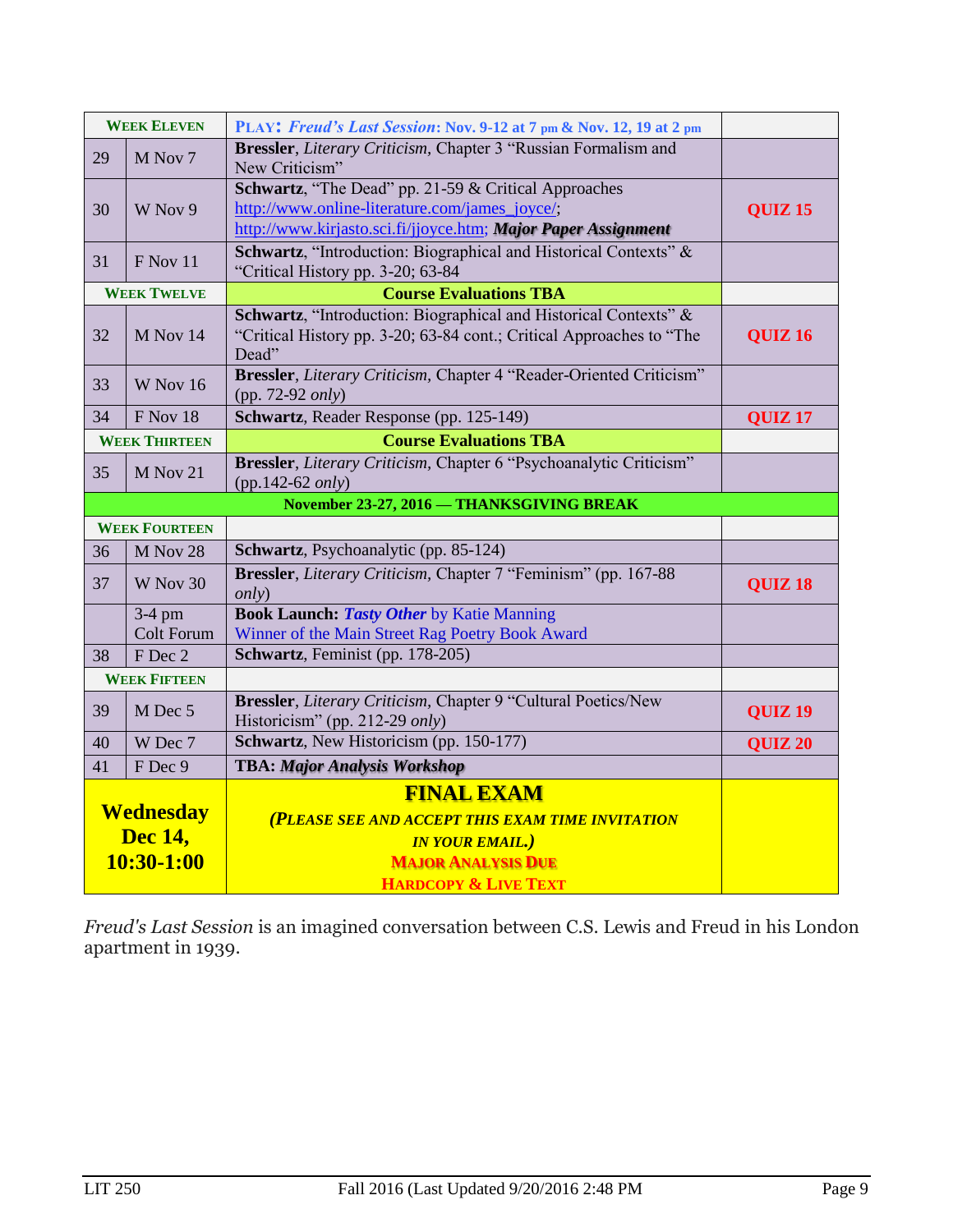| | | | |
|---|---|---|---|
| **WEEK ELEVEN** | | **PLAY: *Freud's Last Session*: Nov. 9-12 at 7 pm & Nov. 12, 19 at 2 pm** | |
| 29 | M Nov 7 | **Bressler**, *Literary Criticism*, Chapter 3 "Russian Formalism and New Criticism" | |
| 30 | W Nov 9 | **Schwartz**, "The Dead" pp. 21-59 & Critical Approaches http://www.online-literature.com/james_joyce/; http://www.kirjasto.sci.fi/jjoyce.htm; ***Major Paper Assignment*** | **QUIZ 15** |
| 31 | F Nov 11 | **Schwartz**, "Introduction: Biographical and Historical Contexts" & "Critical History pp. 3-20; 63-84 | |
| **WEEK TWELVE** | | **Course Evaluations TBA** | |
| 32 | M Nov 14 | **Schwartz**, "Introduction: Biographical and Historical Contexts" & "Critical History pp. 3-20; 63-84 cont.; Critical Approaches to "The Dead" | **QUIZ 16** |
| 33 | W Nov 16 | **Bressler**, *Literary Criticism*, Chapter 4 "Reader-Oriented Criticism" (pp. 72-92 *only*) | |
| 34 | F Nov 18 | **Schwartz**, Reader Response (pp. 125-149) | **QUIZ 17** |
| **WEEK THIRTEEN** | | **Course Evaluations TBA** | |
| 35 | M Nov 21 | **Bressler**, *Literary Criticism*, Chapter 6 "Psychoanalytic Criticism" (pp.142-62 *only*) | |
| **November 23-27, 2016 — THANKSGIVING BREAK** | | | |
| **WEEK FOURTEEN** | | | |
| 36 | M Nov 28 | **Schwartz**, Psychoanalytic (pp. 85-124) | |
| 37 | W Nov 30 | **Bressler**, *Literary Criticism*, Chapter 7 "Feminism" (pp. 167-88 *only*) | **QUIZ 18** |
| | 3-4 pm Colt Forum | **Book Launch: *Tasty Other*** by Katie Manning Winner of the Main Street Rag Poetry Book Award | |
| 38 | F Dec 2 | **Schwartz**, Feminist (pp. 178-205) | |
| **WEEK FIFTEEN** | | | |
| 39 | M Dec 5 | **Bressler**, *Literary Criticism*, Chapter 9 "Cultural Poetics/New Historicism" (pp. 212-29 *only*) | **QUIZ 19** |
| 40 | W Dec 7 | **Schwartz**, New Historicism (pp. 150-177) | **QUIZ 20** |
| 41 | F Dec 9 | **TBA: *Major Analysis Workshop*** | |
| **Wednesday Dec 14, 10:30-1:00** | | **FINAL EXAM** *(PLEASE SEE AND ACCEPT THIS EXAM TIME INVITATION IN YOUR EMAIL.)* **MAJOR ANALYSIS DUE HARDCOPY & LIVE TEXT** | |

*Freud's Last Session* is an imagined conversation between C.S. Lewis and Freud in his London apartment in 1939.